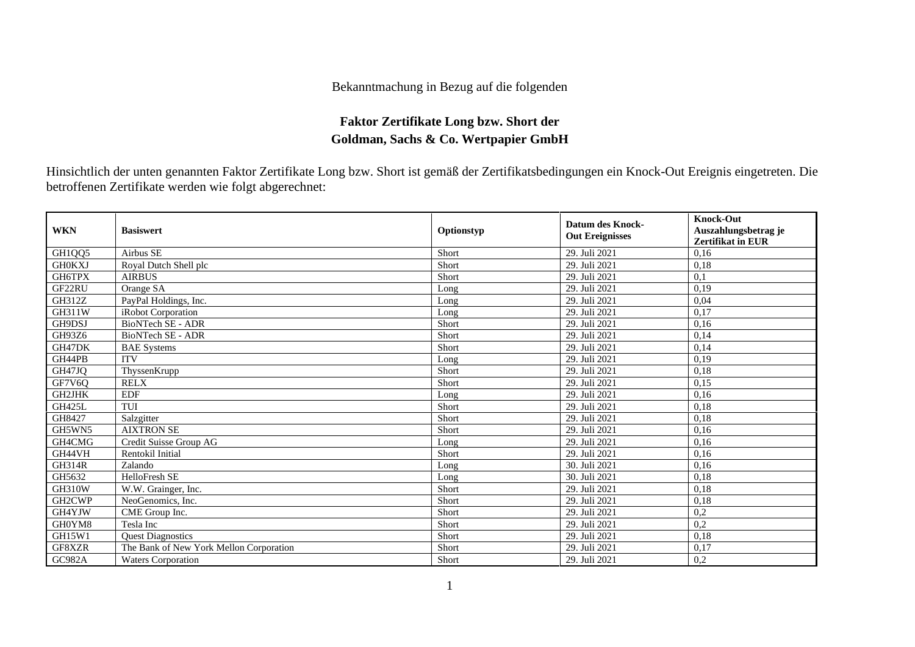Bekanntmachung in Bezug auf die folgenden

**Faktor Zertifikate Long bzw. Short der**
**Goldman, Sachs & Co. Wertpapier GmbH**

Hinsichtlich der unten genannten Faktor Zertifikate Long bzw. Short ist gemäß der Zertifikatsbedingungen ein Knock-Out Ereignis eingetreten. Die betroffenen Zertifikate werden wie folgt abgerechnet:

| WKN | Basiswert | Optionstyp | Datum des Knock-Out Ereignisses | Knock-Out Auszahlungsbetrag je Zertifikat in EUR |
|---|---|---|---|---|
| GH1QQ5 | Airbus SE | Short | 29. Juli 2021 | 0,16 |
| GH0KXJ | Royal Dutch Shell plc | Short | 29. Juli 2021 | 0,18 |
| GH6TPX | AIRBUS | Short | 29. Juli 2021 | 0,1 |
| GF22RU | Orange SA | Long | 29. Juli 2021 | 0,19 |
| GH312Z | PayPal Holdings, Inc. | Long | 29. Juli 2021 | 0,04 |
| GH311W | iRobot Corporation | Long | 29. Juli 2021 | 0,17 |
| GH9DSJ | BioNTech SE - ADR | Short | 29. Juli 2021 | 0,16 |
| GH93Z6 | BioNTech SE - ADR | Short | 29. Juli 2021 | 0,14 |
| GH47DK | BAE Systems | Short | 29. Juli 2021 | 0,14 |
| GH44PB | ITV | Long | 29. Juli 2021 | 0,19 |
| GH47JQ | ThyssenKrupp | Short | 29. Juli 2021 | 0,18 |
| GF7V6Q | RELX | Short | 29. Juli 2021 | 0,15 |
| GH2JHK | EDF | Long | 29. Juli 2021 | 0,16 |
| GH425L | TUI | Short | 29. Juli 2021 | 0,18 |
| GH8427 | Salzgitter | Short | 29. Juli 2021 | 0,18 |
| GH5WN5 | AIXTRON SE | Short | 29. Juli 2021 | 0,16 |
| GH4CMG | Credit Suisse Group AG | Long | 29. Juli 2021 | 0,16 |
| GH44VH | Rentokil Initial | Short | 29. Juli 2021 | 0,16 |
| GH314R | Zalando | Long | 30. Juli 2021 | 0,16 |
| GH5632 | HelloFresh SE | Long | 30. Juli 2021 | 0,18 |
| GH310W | W.W. Grainger, Inc. | Short | 29. Juli 2021 | 0,18 |
| GH2CWP | NeoGenomics, Inc. | Short | 29. Juli 2021 | 0,18 |
| GH4YJW | CME Group Inc. | Short | 29. Juli 2021 | 0,2 |
| GH0YM8 | Tesla Inc | Short | 29. Juli 2021 | 0,2 |
| GH15W1 | Quest Diagnostics | Short | 29. Juli 2021 | 0,18 |
| GF8XZR | The Bank of New York Mellon Corporation | Short | 29. Juli 2021 | 0,17 |
| GC982A | Waters Corporation | Short | 29. Juli 2021 | 0,2 |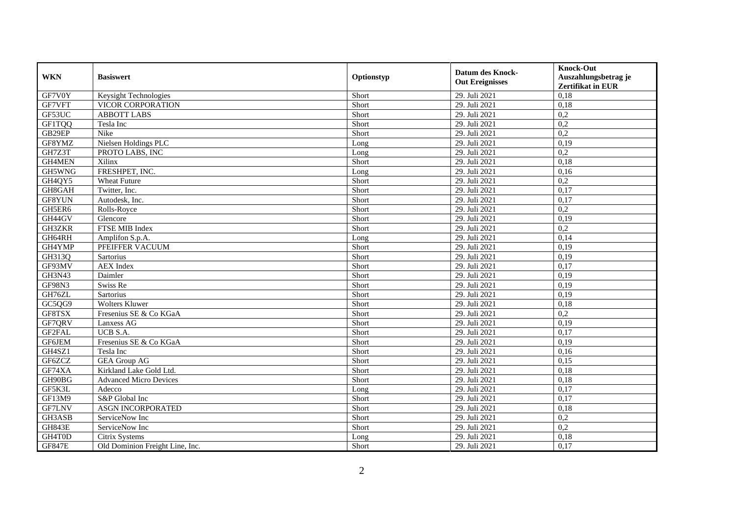| WKN | Basiswert | Optionstyp | Datum des Knock-Out Ereignisses | Knock-Out Auszahlungsbetrag je Zertifikat in EUR |
|---|---|---|---|---|
| GF7V0Y | Keysight Technologies | Short | 29. Juli 2021 | 0,18 |
| GF7VFT | VICOR CORPORATION | Short | 29. Juli 2021 | 0,18 |
| GF53UC | ABBOTT LABS | Short | 29. Juli 2021 | 0,2 |
| GF1TQQ | Tesla Inc | Short | 29. Juli 2021 | 0,2 |
| GB29EP | Nike | Short | 29. Juli 2021 | 0,2 |
| GF8YMZ | Nielsen Holdings PLC | Long | 29. Juli 2021 | 0,19 |
| GH7Z3T | PROTO LABS, INC | Long | 29. Juli 2021 | 0,2 |
| GH4MEN | Xilinx | Short | 29. Juli 2021 | 0,18 |
| GH5WNG | FRESHPET, INC. | Long | 29. Juli 2021 | 0,16 |
| GH4QY5 | Wheat Future | Short | 29. Juli 2021 | 0,2 |
| GH8GAH | Twitter, Inc. | Short | 29. Juli 2021 | 0,17 |
| GF8YUN | Autodesk, Inc. | Short | 29. Juli 2021 | 0,17 |
| GH5ER6 | Rolls-Royce | Short | 29. Juli 2021 | 0,2 |
| GH44GV | Glencore | Short | 29. Juli 2021 | 0,19 |
| GH3ZKR | FTSE MIB Index | Short | 29. Juli 2021 | 0,2 |
| GH64RH | Amplifon S.p.A. | Long | 29. Juli 2021 | 0,14 |
| GH4YMP | PFEIFFER VACUUM | Short | 29. Juli 2021 | 0,19 |
| GH313Q | Sartorius | Short | 29. Juli 2021 | 0,19 |
| GF93MV | AEX Index | Short | 29. Juli 2021 | 0,17 |
| GH3N43 | Daimler | Short | 29. Juli 2021 | 0,19 |
| GF98N3 | Swiss Re | Short | 29. Juli 2021 | 0,19 |
| GH76ZL | Sartorius | Short | 29. Juli 2021 | 0,19 |
| GC5QG9 | Wolters Kluwer | Short | 29. Juli 2021 | 0,18 |
| GF8TSX | Fresenius SE & Co KGaA | Short | 29. Juli 2021 | 0,2 |
| GF7QRV | Lanxess AG | Short | 29. Juli 2021 | 0,19 |
| GF2FAL | UCB S.A. | Short | 29. Juli 2021 | 0,17 |
| GF6JEM | Fresenius SE & Co KGaA | Short | 29. Juli 2021 | 0,19 |
| GH4SZ1 | Tesla Inc | Short | 29. Juli 2021 | 0,16 |
| GF6ZCZ | GEA Group AG | Short | 29. Juli 2021 | 0,15 |
| GF74XA | Kirkland Lake Gold Ltd. | Short | 29. Juli 2021 | 0,18 |
| GH90BG | Advanced Micro Devices | Short | 29. Juli 2021 | 0,18 |
| GF5K3L | Adecco | Long | 29. Juli 2021 | 0,17 |
| GF13M9 | S&P Global Inc | Short | 29. Juli 2021 | 0,17 |
| GF7LNV | ASGN INCORPORATED | Short | 29. Juli 2021 | 0,18 |
| GH3ASB | ServiceNow Inc | Short | 29. Juli 2021 | 0,2 |
| GH843E | ServiceNow Inc | Short | 29. Juli 2021 | 0,2 |
| GH4T0D | Citrix Systems | Long | 29. Juli 2021 | 0,18 |
| GF847E | Old Dominion Freight Line, Inc. | Short | 29. Juli 2021 | 0,17 |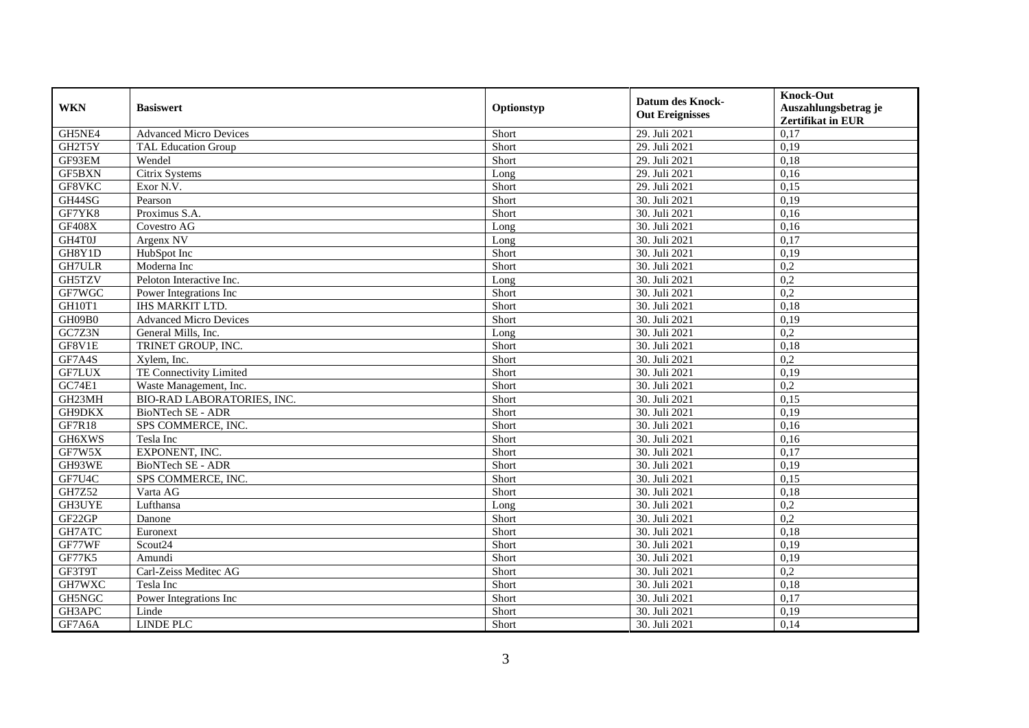| WKN | Basiswert | Optionstyp | Datum des Knock-Out Ereignisses | Knock-Out Auszahlungsbetrag je Zertifikat in EUR |
|---|---|---|---|---|
| GH5NE4 | Advanced Micro Devices | Short | 29. Juli 2021 | 0,17 |
| GH2T5Y | TAL Education Group | Short | 29. Juli 2021 | 0,19 |
| GF93EM | Wendel | Short | 29. Juli 2021 | 0,18 |
| GF5BXN | Citrix Systems | Long | 29. Juli 2021 | 0,16 |
| GF8VKC | Exor N.V. | Short | 29. Juli 2021 | 0,15 |
| GH44SG | Pearson | Short | 30. Juli 2021 | 0,19 |
| GF7YK8 | Proximus S.A. | Short | 30. Juli 2021 | 0,16 |
| GF408X | Covestro AG | Long | 30. Juli 2021 | 0,16 |
| GH4T0J | Argenx NV | Long | 30. Juli 2021 | 0,17 |
| GH8Y1D | HubSpot Inc | Short | 30. Juli 2021 | 0,19 |
| GH7ULR | Moderna Inc | Short | 30. Juli 2021 | 0,2 |
| GH5TZV | Peloton Interactive Inc. | Long | 30. Juli 2021 | 0,2 |
| GF7WGC | Power Integrations Inc | Short | 30. Juli 2021 | 0,2 |
| GH10T1 | IHS MARKIT LTD. | Short | 30. Juli 2021 | 0,18 |
| GH09B0 | Advanced Micro Devices | Short | 30. Juli 2021 | 0,19 |
| GC7Z3N | General Mills, Inc. | Long | 30. Juli 2021 | 0,2 |
| GF8V1E | TRINET GROUP, INC. | Short | 30. Juli 2021 | 0,18 |
| GF7A4S | Xylem, Inc. | Short | 30. Juli 2021 | 0,2 |
| GF7LUX | TE Connectivity Limited | Short | 30. Juli 2021 | 0,19 |
| GC74E1 | Waste Management, Inc. | Short | 30. Juli 2021 | 0,2 |
| GH23MH | BIO-RAD LABORATORIES, INC. | Short | 30. Juli 2021 | 0,15 |
| GH9DKX | BioNTech SE - ADR | Short | 30. Juli 2021 | 0,19 |
| GF7R18 | SPS COMMERCE, INC. | Short | 30. Juli 2021 | 0,16 |
| GH6XWS | Tesla Inc | Short | 30. Juli 2021 | 0,16 |
| GF7W5X | EXPONENT, INC. | Short | 30. Juli 2021 | 0,17 |
| GH93WE | BioNTech SE - ADR | Short | 30. Juli 2021 | 0,19 |
| GF7U4C | SPS COMMERCE, INC. | Short | 30. Juli 2021 | 0,15 |
| GH7Z52 | Varta AG | Short | 30. Juli 2021 | 0,18 |
| GH3UYE | Lufthansa | Long | 30. Juli 2021 | 0,2 |
| GF22GP | Danone | Short | 30. Juli 2021 | 0,2 |
| GH7ATC | Euronext | Short | 30. Juli 2021 | 0,18 |
| GF77WF | Scout24 | Short | 30. Juli 2021 | 0,19 |
| GF77K5 | Amundi | Short | 30. Juli 2021 | 0,19 |
| GF3T9T | Carl-Zeiss Meditec AG | Short | 30. Juli 2021 | 0,2 |
| GH7WXC | Tesla Inc | Short | 30. Juli 2021 | 0,18 |
| GH5NGC | Power Integrations Inc | Short | 30. Juli 2021 | 0,17 |
| GH3APC | Linde | Short | 30. Juli 2021 | 0,19 |
| GF7A6A | LINDE PLC | Short | 30. Juli 2021 | 0,14 |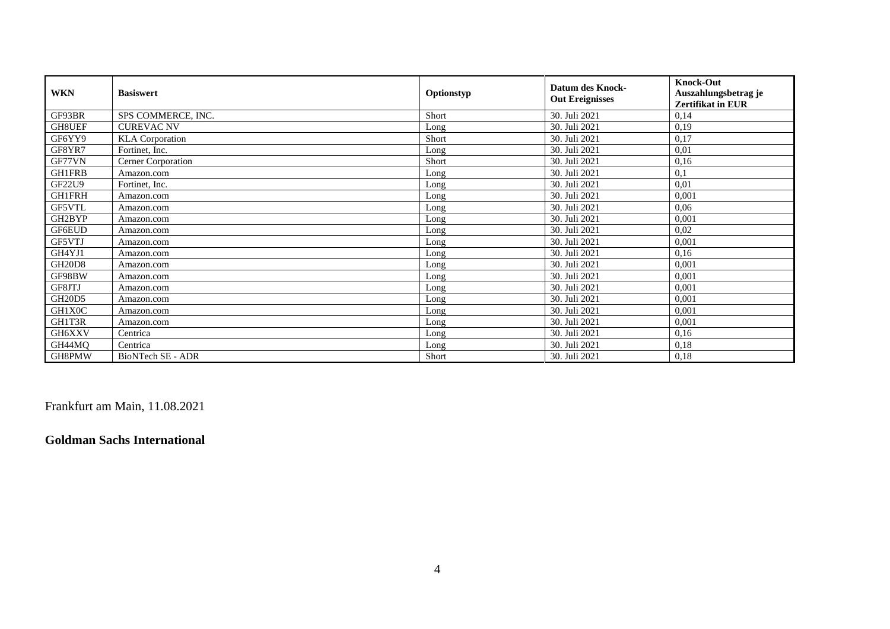| WKN | Basiswert | Optionstyp | Datum des Knock-Out Ereignisses | Knock-Out Auszahlungsbetrag je Zertifikat in EUR |
|---|---|---|---|---|
| GF93BR | SPS COMMERCE, INC. | Short | 30. Juli 2021 | 0,14 |
| GH8UEF | CUREVAC NV | Long | 30. Juli 2021 | 0,19 |
| GF6YY9 | KLA Corporation | Short | 30. Juli 2021 | 0,17 |
| GF8YR7 | Fortinet, Inc. | Long | 30. Juli 2021 | 0,01 |
| GF77VN | Cerner Corporation | Short | 30. Juli 2021 | 0,16 |
| GH1FRB | Amazon.com | Long | 30. Juli 2021 | 0,1 |
| GF22U9 | Fortinet, Inc. | Long | 30. Juli 2021 | 0,01 |
| GH1FRH | Amazon.com | Long | 30. Juli 2021 | 0,001 |
| GF5VTL | Amazon.com | Long | 30. Juli 2021 | 0,06 |
| GH2BYP | Amazon.com | Long | 30. Juli 2021 | 0,001 |
| GF6EUD | Amazon.com | Long | 30. Juli 2021 | 0,02 |
| GF5VTJ | Amazon.com | Long | 30. Juli 2021 | 0,001 |
| GH4YJ1 | Amazon.com | Long | 30. Juli 2021 | 0,16 |
| GH20D8 | Amazon.com | Long | 30. Juli 2021 | 0,001 |
| GF98BW | Amazon.com | Long | 30. Juli 2021 | 0,001 |
| GF8JTJ | Amazon.com | Long | 30. Juli 2021 | 0,001 |
| GH20D5 | Amazon.com | Long | 30. Juli 2021 | 0,001 |
| GH1X0C | Amazon.com | Long | 30. Juli 2021 | 0,001 |
| GH1T3R | Amazon.com | Long | 30. Juli 2021 | 0,001 |
| GH6XXV | Centrica | Long | 30. Juli 2021 | 0,16 |
| GH44MQ | Centrica | Long | 30. Juli 2021 | 0,18 |
| GH8PMW | BioNTech SE - ADR | Short | 30. Juli 2021 | 0,18 |

Frankfurt am Main, 11.08.2021

**Goldman Sachs International**